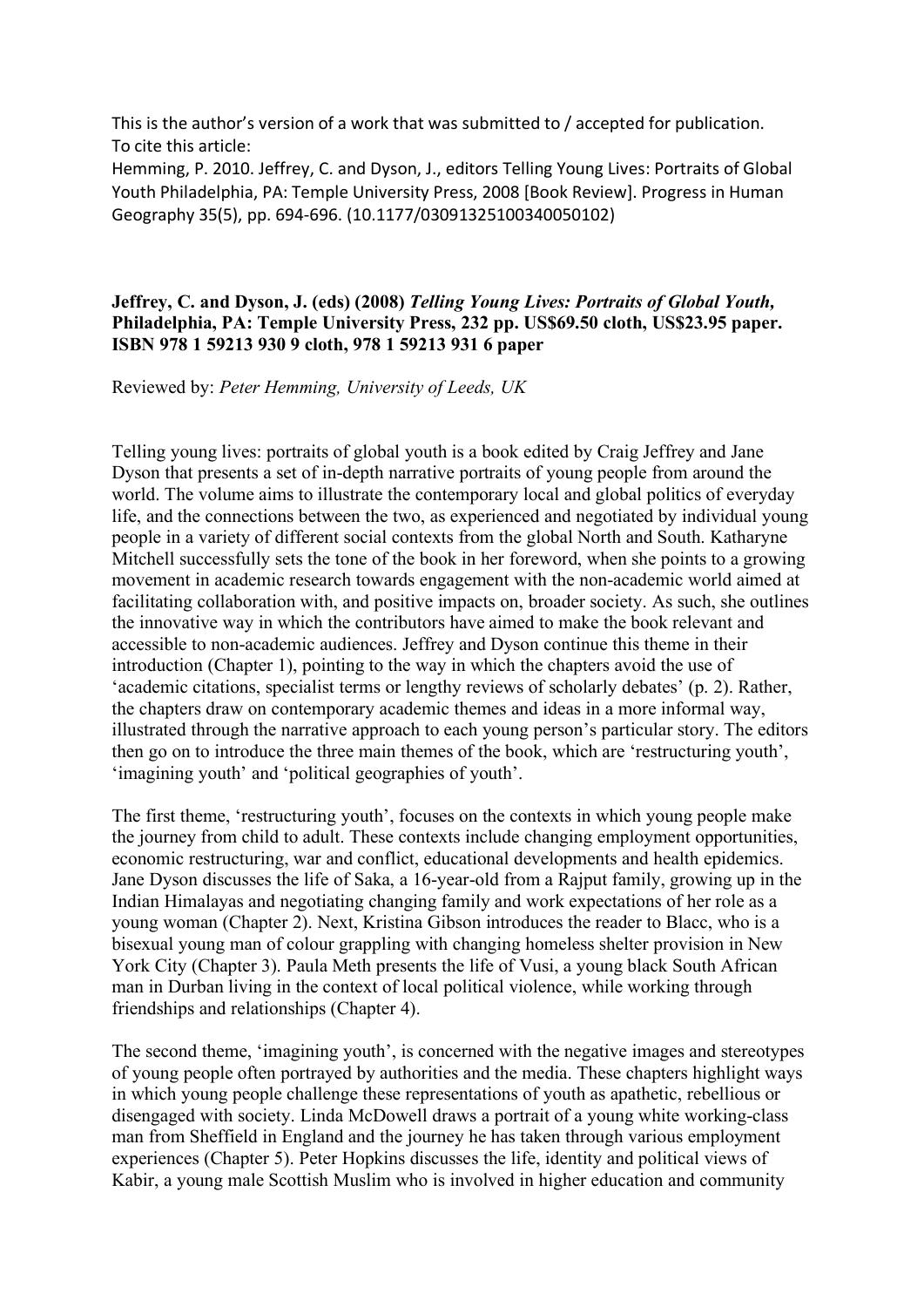This is the author's version of a work that was submitted to / accepted for publication.
To cite this article:
Hemming, P. 2010. Jeffrey, C. and Dyson, J., editors Telling Young Lives: Portraits of Global Youth Philadelphia, PA: Temple University Press, 2008 [Book Review]. Progress in Human Geography 35(5), pp. 694-696. (10.1177/03091325100340050102)

**Jeffrey, C. and Dyson, J. (eds) (2008) *Telling Young Lives: Portraits of Global Youth*, Philadelphia, PA: Temple University Press, 232 pp. US$69.50 cloth, US$23.95 paper. ISBN 978 1 59213 930 9 cloth, 978 1 59213 931 6 paper**

Reviewed by: *Peter Hemming, University of Leeds, UK*

Telling young lives: portraits of global youth is a book edited by Craig Jeffrey and Jane Dyson that presents a set of in-depth narrative portraits of young people from around the world. The volume aims to illustrate the contemporary local and global politics of everyday life, and the connections between the two, as experienced and negotiated by individual young people in a variety of different social contexts from the global North and South. Katharyne Mitchell successfully sets the tone of the book in her foreword, when she points to a growing movement in academic research towards engagement with the non-academic world aimed at facilitating collaboration with, and positive impacts on, broader society. As such, she outlines the innovative way in which the contributors have aimed to make the book relevant and accessible to non-academic audiences. Jeffrey and Dyson continue this theme in their introduction (Chapter 1), pointing to the way in which the chapters avoid the use of 'academic citations, specialist terms or lengthy reviews of scholarly debates' (p. 2). Rather, the chapters draw on contemporary academic themes and ideas in a more informal way, illustrated through the narrative approach to each young person's particular story. The editors then go on to introduce the three main themes of the book, which are 'restructuring youth', 'imagining youth' and 'political geographies of youth'.

The first theme, 'restructuring youth', focuses on the contexts in which young people make the journey from child to adult. These contexts include changing employment opportunities, economic restructuring, war and conflict, educational developments and health epidemics. Jane Dyson discusses the life of Saka, a 16-year-old from a Rajput family, growing up in the Indian Himalayas and negotiating changing family and work expectations of her role as a young woman (Chapter 2). Next, Kristina Gibson introduces the reader to Blacc, who is a bisexual young man of colour grappling with changing homeless shelter provision in New York City (Chapter 3). Paula Meth presents the life of Vusi, a young black South African man in Durban living in the context of local political violence, while working through friendships and relationships (Chapter 4).

The second theme, 'imagining youth', is concerned with the negative images and stereotypes of young people often portrayed by authorities and the media. These chapters highlight ways in which young people challenge these representations of youth as apathetic, rebellious or disengaged with society. Linda McDowell draws a portrait of a young white working-class man from Sheffield in England and the journey he has taken through various employment experiences (Chapter 5). Peter Hopkins discusses the life, identity and political views of Kabir, a young male Scottish Muslim who is involved in higher education and community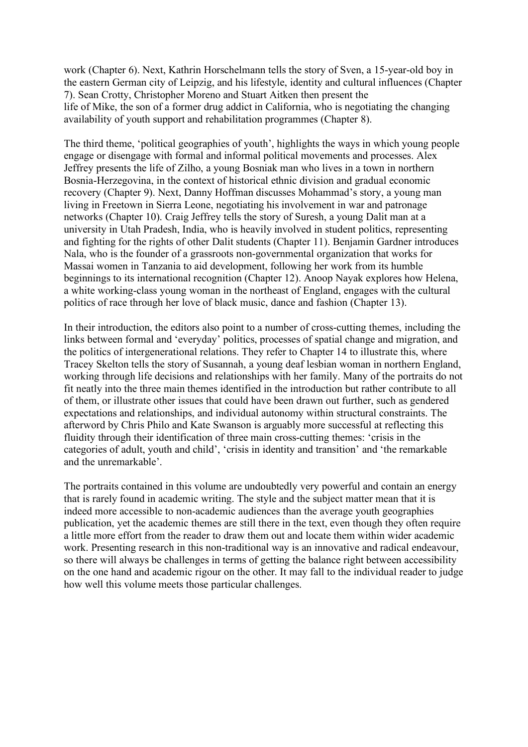work (Chapter 6). Next, Kathrin Horschelmann tells the story of Sven, a 15-year-old boy in the eastern German city of Leipzig, and his lifestyle, identity and cultural influences (Chapter 7). Sean Crotty, Christopher Moreno and Stuart Aitken then present the life of Mike, the son of a former drug addict in California, who is negotiating the changing availability of youth support and rehabilitation programmes (Chapter 8).

The third theme, 'political geographies of youth', highlights the ways in which young people engage or disengage with formal and informal political movements and processes. Alex Jeffrey presents the life of Zilho, a young Bosniak man who lives in a town in northern Bosnia-Herzegovina, in the context of historical ethnic division and gradual economic recovery (Chapter 9). Next, Danny Hoffman discusses Mohammad's story, a young man living in Freetown in Sierra Leone, negotiating his involvement in war and patronage networks (Chapter 10). Craig Jeffrey tells the story of Suresh, a young Dalit man at a university in Utah Pradesh, India, who is heavily involved in student politics, representing and fighting for the rights of other Dalit students (Chapter 11). Benjamin Gardner introduces Nala, who is the founder of a grassroots non-governmental organization that works for Massai women in Tanzania to aid development, following her work from its humble beginnings to its international recognition (Chapter 12). Anoop Nayak explores how Helena, a white working-class young woman in the northeast of England, engages with the cultural politics of race through her love of black music, dance and fashion (Chapter 13).

In their introduction, the editors also point to a number of cross-cutting themes, including the links between formal and 'everyday' politics, processes of spatial change and migration, and the politics of intergenerational relations. They refer to Chapter 14 to illustrate this, where Tracey Skelton tells the story of Susannah, a young deaf lesbian woman in northern England, working through life decisions and relationships with her family. Many of the portraits do not fit neatly into the three main themes identified in the introduction but rather contribute to all of them, or illustrate other issues that could have been drawn out further, such as gendered expectations and relationships, and individual autonomy within structural constraints. The afterword by Chris Philo and Kate Swanson is arguably more successful at reflecting this fluidity through their identification of three main cross-cutting themes: 'crisis in the categories of adult, youth and child', 'crisis in identity and transition' and 'the remarkable and the unremarkable'.

The portraits contained in this volume are undoubtedly very powerful and contain an energy that is rarely found in academic writing. The style and the subject matter mean that it is indeed more accessible to non-academic audiences than the average youth geographies publication, yet the academic themes are still there in the text, even though they often require a little more effort from the reader to draw them out and locate them within wider academic work. Presenting research in this non-traditional way is an innovative and radical endeavour, so there will always be challenges in terms of getting the balance right between accessibility on the one hand and academic rigour on the other. It may fall to the individual reader to judge how well this volume meets those particular challenges.